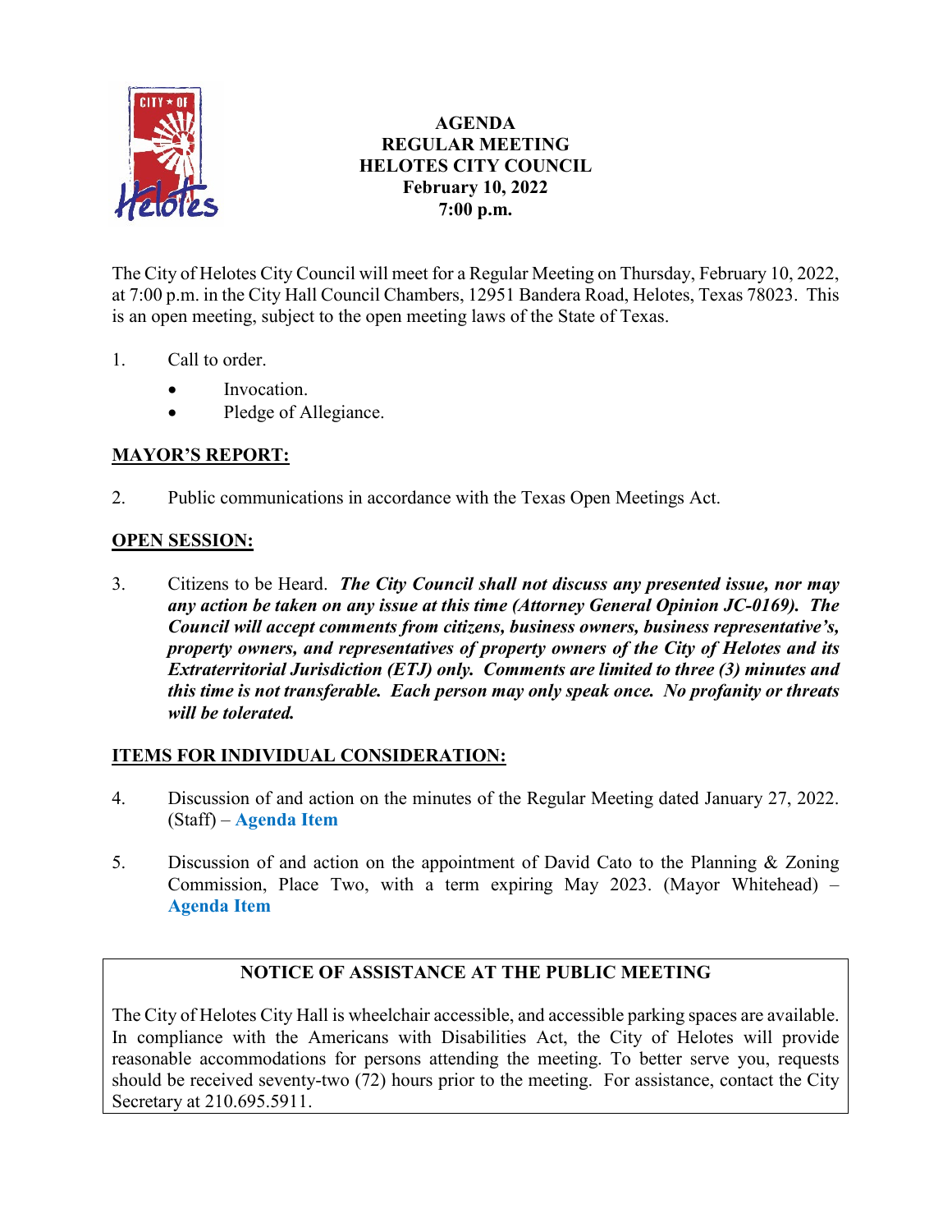# AGENDA
## REGULAR MEETING
## HELOTES CITY COUNCIL
## February 10, 2022
## 7:00 p.m.

The City of Helotes City Council will meet for a Regular Meeting on Thursday, February 10, 2022, at 7:00 p.m. in the City Hall Council Chambers, 12951 Bandera Road, Helotes, Texas 78023. This is an open meeting, subject to the open meeting laws of the State of Texas.

1. Call to order.
   - Invocation.
   - Pledge of Allegiance.

**MAYOR'S REPORT:**

2. Public communications in accordance with the Texas Open Meetings Act.

**OPEN SESSION:**

3. Citizens to be Heard. ***The City Council shall not discuss any presented issue, nor may any action be taken on any issue at this time (Attorney General Opinion JC-0169). The Council will accept comments from citizens, business owners, business representative's, property owners, and representatives of property owners of the City of Helotes and its Extraterritorial Jurisdiction (ETJ) only. Comments are limited to three (3) minutes and this time is not transferable. Each person may only speak once. No profanity or threats will be tolerated.***

**ITEMS FOR INDIVIDUAL CONSIDERATION:**

4. Discussion of and action on the minutes of the Regular Meeting dated January 27, 2022. (Staff) – **Agenda Item**

5. Discussion of and action on the appointment of David Cato to the Planning & Zoning Commission, Place Two, with a term expiring May 2023. (Mayor Whitehead) – **Agenda Item**

**NOTICE OF ASSISTANCE AT THE PUBLIC MEETING**

The City of Helotes City Hall is wheelchair accessible, and accessible parking spaces are available. In compliance with the Americans with Disabilities Act, the City of Helotes will provide reasonable accommodations for persons attending the meeting. To better serve you, requests should be received seventy-two (72) hours prior to the meeting. For assistance, contact the City Secretary at 210.695.5911.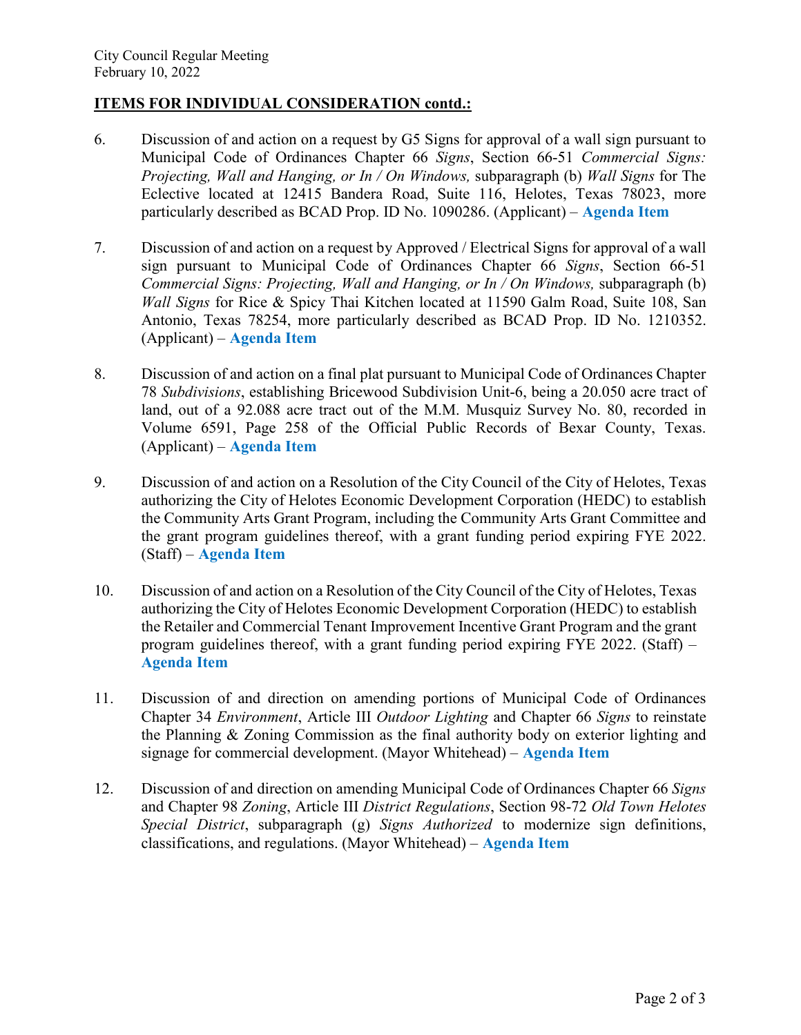**ITEMS FOR INDIVIDUAL CONSIDERATION contd.:**

6. Discussion of and action on a request by G5 Signs for approval of a wall sign pursuant to Municipal Code of Ordinances Chapter 66 *Signs*, Section 66-51 *Commercial Signs: Projecting, Wall and Hanging, or In / On Windows,* subparagraph (b) *Wall Signs* for The Eclective located at 12415 Bandera Road, Suite 116, Helotes, Texas 78023, more particularly described as BCAD Prop. ID No. 1090286. (Applicant) – **Agenda Item**

7. Discussion of and action on a request by Approved / Electrical Signs for approval of a wall sign pursuant to Municipal Code of Ordinances Chapter 66 *Signs*, Section 66-51 *Commercial Signs: Projecting, Wall and Hanging, or In / On Windows,* subparagraph (b) *Wall Signs* for Rice & Spicy Thai Kitchen located at 11590 Galm Road, Suite 108, San Antonio, Texas 78254, more particularly described as BCAD Prop. ID No. 1210352. (Applicant) – **Agenda Item**

8. Discussion of and action on a final plat pursuant to Municipal Code of Ordinances Chapter 78 *Subdivisions*, establishing Bricewood Subdivision Unit-6, being a 20.050 acre tract of land, out of a 92.088 acre tract out of the M.M. Musquiz Survey No. 80, recorded in Volume 6591, Page 258 of the Official Public Records of Bexar County, Texas. (Applicant) – **Agenda Item**

9. Discussion of and action on a Resolution of the City Council of the City of Helotes, Texas authorizing the City of Helotes Economic Development Corporation (HEDC) to establish the Community Arts Grant Program, including the Community Arts Grant Committee and the grant program guidelines thereof, with a grant funding period expiring FYE 2022. (Staff) – **Agenda Item**

10. Discussion of and action on a Resolution of the City Council of the City of Helotes, Texas authorizing the City of Helotes Economic Development Corporation (HEDC) to establish the Retailer and Commercial Tenant Improvement Incentive Grant Program and the grant program guidelines thereof, with a grant funding period expiring FYE 2022. (Staff) – **Agenda Item**

11. Discussion of and direction on amending portions of Municipal Code of Ordinances Chapter 34 *Environment*, Article III *Outdoor Lighting* and Chapter 66 *Signs* to reinstate the Planning & Zoning Commission as the final authority body on exterior lighting and signage for commercial development. (Mayor Whitehead) – **Agenda Item**

12. Discussion of and direction on amending Municipal Code of Ordinances Chapter 66 *Signs* and Chapter 98 *Zoning*, Article III *District Regulations*, Section 98-72 *Old Town Helotes Special District*, subparagraph (g) *Signs Authorized* to modernize sign definitions, classifications, and regulations. (Mayor Whitehead) – **Agenda Item**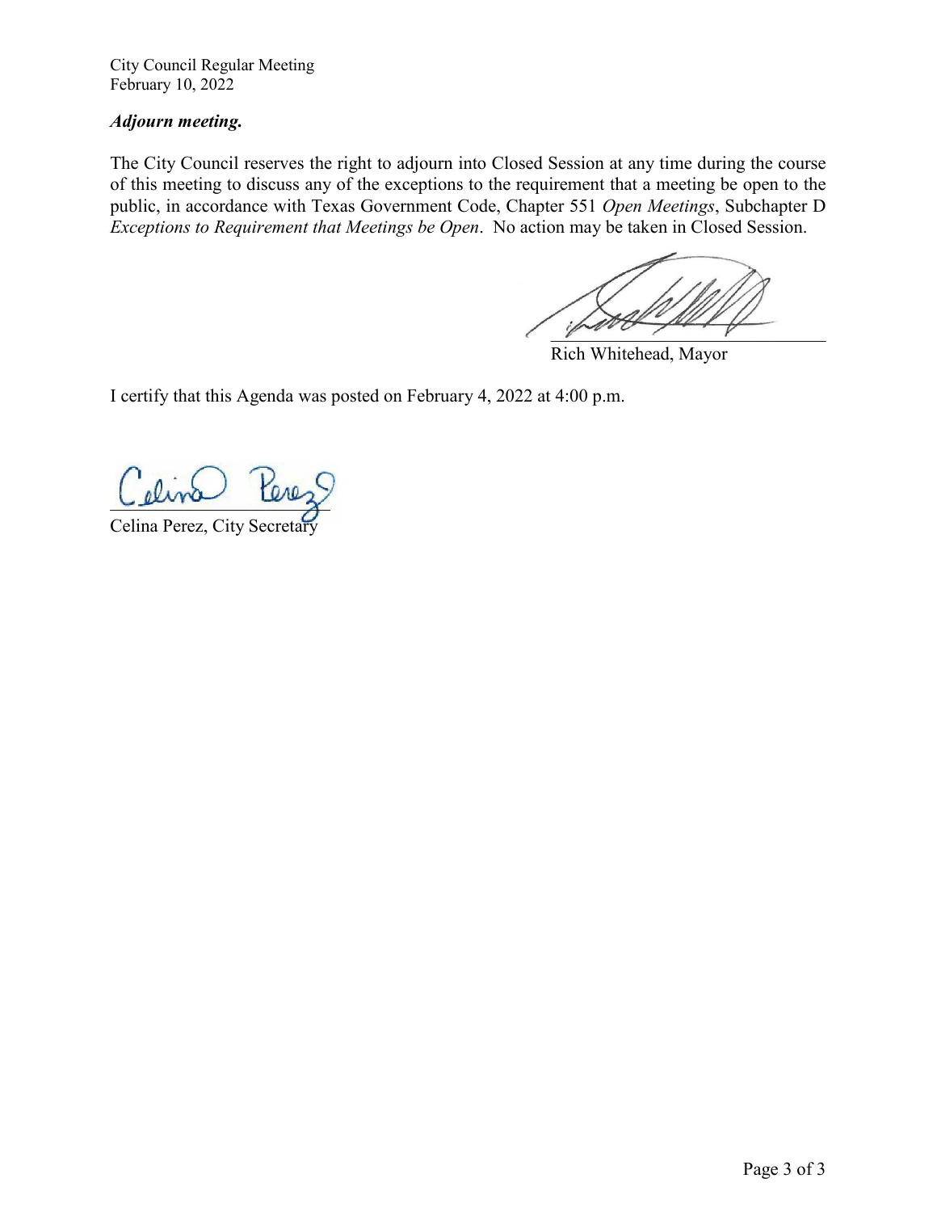***Adjourn meeting.***

The City Council reserves the right to adjourn into Closed Session at any time during the course of this meeting to discuss any of the exceptions to the requirement that a meeting be open to the public, in accordance with Texas Government Code, Chapter 551 *Open Meetings*, Subchapter D *Exceptions to Requirement that Meetings be Open*. No action may be taken in Closed Session.

Rich Whitehead, Mayor

I certify that this Agenda was posted on February 4, 2022 at 4:00 p.m.

Celina Perez, City Secretary